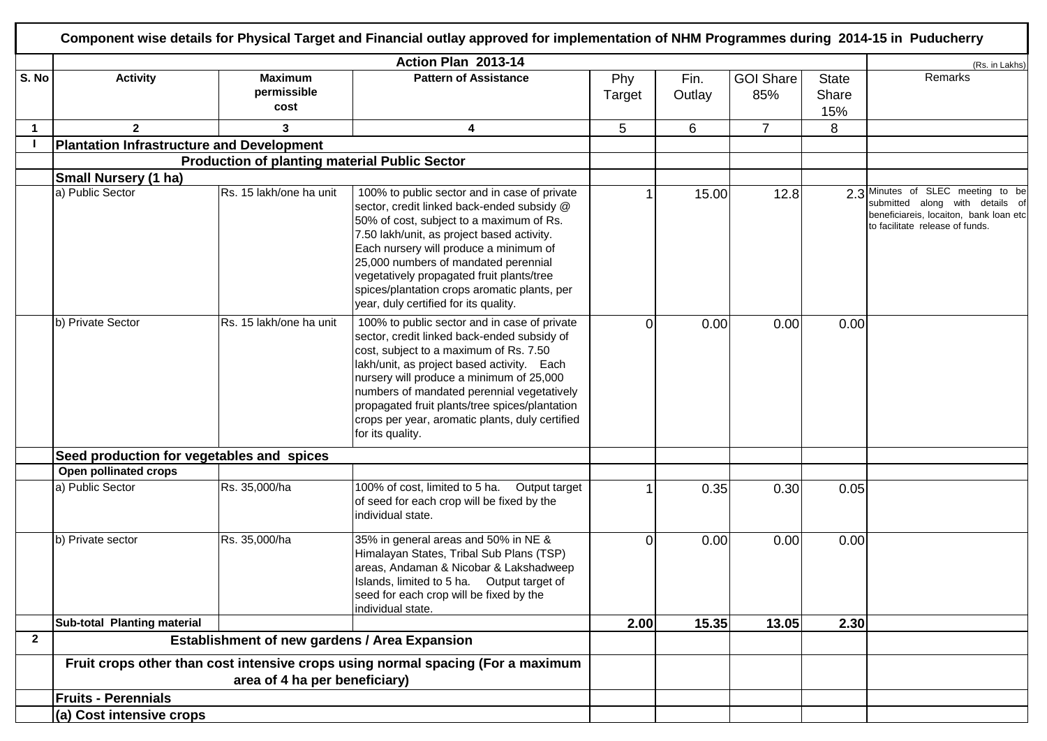# Component wise details for Physical Target and Financial outlay approved for implementation of NHM Programmes during 2014-15 in Puducherry

| | Action Plan 2013-14 | | | | | | | (Rs. in Lakhs) |
|---|---|---|---|---|---|---|---|---|
| S. No | Activity | Maximum permissible cost | Pattern of Assistance | Phy Target | Fin. Outlay | GOI Share 85% | State Share 15% | Remarks |
| 1 | 2 | 3 | 4 | 5 | 6 | 7 | 8 | |
| I | **Plantation Infrastructure and Development** | | | | | | | |
| | **Production of planting material Public Sector** | | | | | | | |
| | **Small Nursery (1 ha)** | | | | | | | |
| | a) Public Sector | Rs. 15 lakh/one ha unit | 100% to public sector and in case of private sector, credit linked back-ended subsidy @ 50% of cost, subject to a maximum of Rs. 7.50 lakh/unit, as project based activity. Each nursery will produce a minimum of 25,000 numbers of mandated perennial vegetatively propagated fruit plants/tree spices/plantation crops aromatic plants, per year, duly certified for its quality. | 1 | 15.00 | 12.8 | 2.3 | Minutes of SLEC meeting to be submitted along with details of beneficiareis, locaiton, bank loan etc to facilitate release of funds. |
| | b) Private Sector | Rs. 15 lakh/one ha unit | 100% to public sector and in case of private sector, credit linked back-ended subsidy of cost, subject to a maximum of Rs. 7.50 lakh/unit, as project based activity. Each nursery will produce a minimum of 25,000 numbers of mandated perennial vegetatively propagated fruit plants/tree spices/plantation crops per year, aromatic plants, duly certified for its quality. | 0 | 0.00 | 0.00 | 0.00 | |
| | **Seed production for vegetables and spices** | | | | | | | |
| | **Open pollinated crops** | | | | | | | |
| | a) Public Sector | Rs. 35,000/ha | 100% of cost, limited to 5 ha. Output target of seed for each crop will be fixed by the individual state. | 1 | 0.35 | 0.30 | 0.05 | |
| | b) Private sector | Rs. 35,000/ha | 35% in general areas and 50% in NE & Himalayan States, Tribal Sub Plans (TSP) areas, Andaman & Nicobar & Lakshadweep Islands, limited to 5 ha. Output target of seed for each crop will be fixed by the individual state. | 0 | 0.00 | 0.00 | 0.00 | |
| | **Sub-total Planting material** | | | **2.00** | **15.35** | **13.05** | **2.30** | |
| 2 | **Establishment of new gardens / Area Expansion** | | | | | | | |
| | **Fruit crops other than cost intensive crops using normal spacing (For a maximum area of 4 ha per beneficiary)** | | | | | | | |
| | **Fruits - Perennials** | | | | | | | |
| | **(a) Cost intensive crops** | | | | | | | |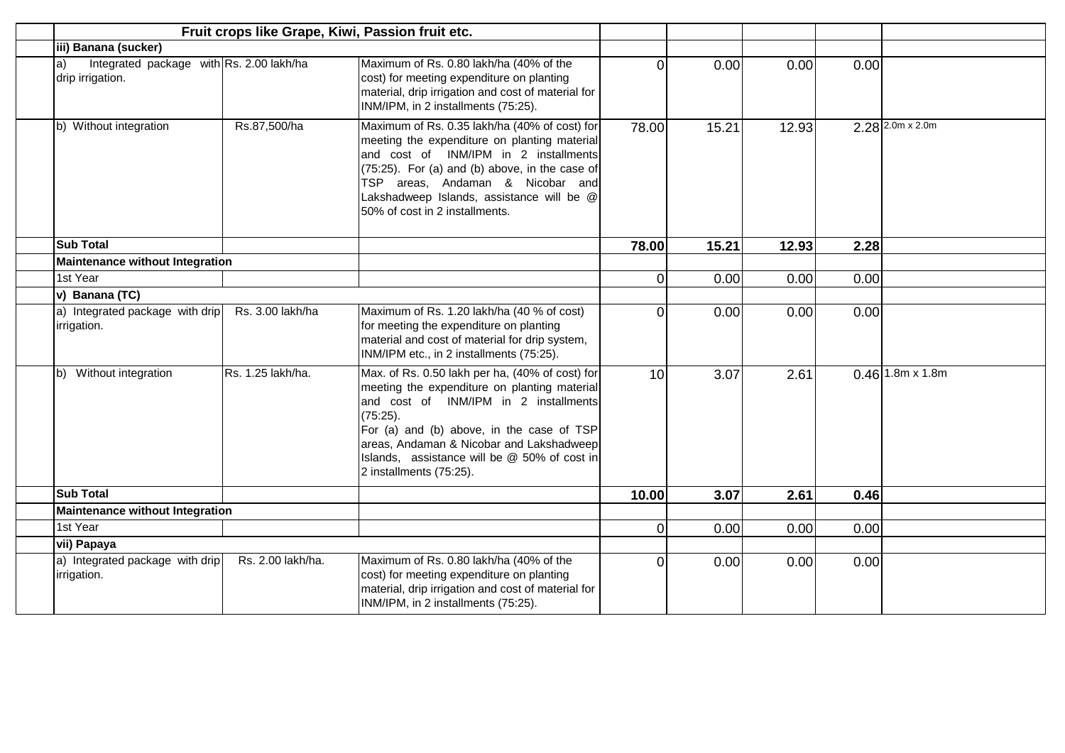| | | | | | | | | |
|---|---|---|---|---|---|---|---|---|
| | **Fruit crops like Grape, Kiwi, Passion fruit etc.** | | | | | | | |
| | **iii) Banana (sucker)** | | | | | | | |
| | a) Integrated package with drip irrigation. | Rs. 2.00 lakh/ha | Maximum of Rs. 0.80 lakh/ha (40% of the cost) for meeting expenditure on planting material, drip irrigation and cost of material for INM/IPM, in 2 installments (75:25). | 0 | 0.00 | 0.00 | 0.00 | |
| | b) Without integration | Rs.87,500/ha | Maximum of Rs. 0.35 lakh/ha (40% of cost) for meeting the expenditure on planting material and cost of INM/IPM in 2 installments (75:25). For (a) and (b) above, in the case of TSP areas, Andaman & Nicobar and Lakshadweep Islands, assistance will be @ 50% of cost in 2 installments. | 78.00 | 15.21 | 12.93 | 2.28 | 2.0m x 2.0m |
| | **Sub Total** | | | **78.00** | **15.21** | **12.93** | **2.28** | |
| | **Maintenance without Integration** | | | | | | | |
| | 1st Year | | | 0 | 0.00 | 0.00 | 0.00 | |
| | **v) Banana (TC)** | | | | | | | |
| | a) Integrated package with drip irrigation. | Rs. 3.00 lakh/ha | Maximum of Rs. 1.20 lakh/ha (40 % of cost) for meeting the expenditure on planting material and cost of material for drip system, INM/IPM etc., in 2 installments (75:25). | 0 | 0.00 | 0.00 | 0.00 | |
| | b) Without integration | Rs. 1.25 lakh/ha. | Max. of Rs. 0.50 lakh per ha, (40% of cost) for meeting the expenditure on planting material and cost of INM/IPM in 2 installments (75:25). For (a) and (b) above, in the case of TSP areas, Andaman & Nicobar and Lakshadweep Islands, assistance will be @ 50% of cost in 2 installments (75:25). | 10 | 3.07 | 2.61 | 0.46 | 1.8m x 1.8m |
| | **Sub Total** | | | **10.00** | **3.07** | **2.61** | **0.46** | |
| | **Maintenance without Integration** | | | | | | | |
| | 1st Year | | | 0 | 0.00 | 0.00 | 0.00 | |
| | **vii) Papaya** | | | | | | | |
| | a) Integrated package with drip irrigation. | Rs. 2.00 lakh/ha. | Maximum of Rs. 0.80 lakh/ha (40% of the cost) for meeting expenditure on planting material, drip irrigation and cost of material for INM/IPM, in 2 installments (75:25). | 0 | 0.00 | 0.00 | 0.00 | |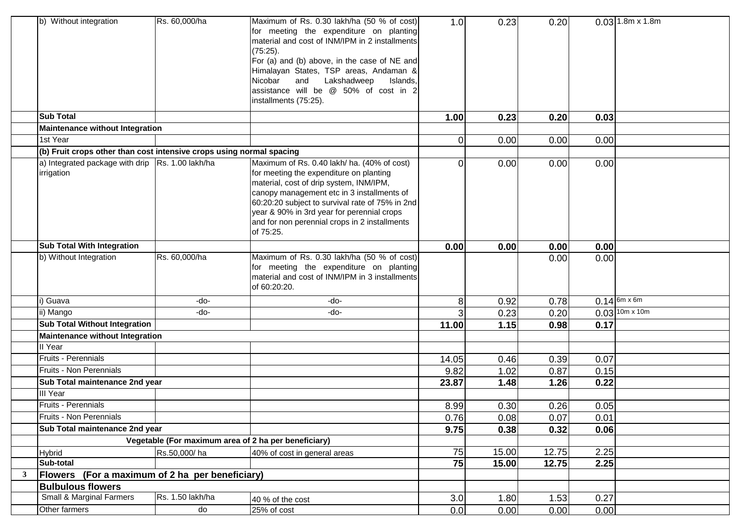| | | | | | | | | |
|---|---|---|---|---|---|---|---|---|
| | b) Without integration | Rs. 60,000/ha | Maximum of Rs. 0.30 lakh/ha (50 % of cost) for meeting the expenditure on planting material and cost of INM/IPM in 2 installments (75:25). For (a) and (b) above, in the case of NE and Himalayan States, TSP areas, Andaman & Nicobar and Lakshadweep Islands, assistance will be @ 50% of cost in 2 installments (75:25). | 1.0 | 0.23 | 0.20 | 0.03 | 1.8m x 1.8m |
| | **Sub Total** | | | **1.00** | **0.23** | **0.20** | **0.03** | |
| | **Maintenance without Integration** | | | | | | | |
| | 1st Year | | | 0 | 0.00 | 0.00 | 0.00 | |
| | **(b) Fruit crops other than cost intensive crops using normal spacing** | | | | | | | |
| | a) Integrated package with drip irrigation | Rs. 1.00 lakh/ha | Maximum of Rs. 0.40 lakh/ ha. (40% of cost) for meeting the expenditure on planting material, cost of drip system, INM/IPM, canopy management etc in 3 installments of 60:20:20 subject to survival rate of 75% in 2nd year & 90% in 3rd year for perennial crops and for non perennial crops in 2 installments of 75:25. | 0 | 0.00 | 0.00 | 0.00 | |
| | **Sub Total With Integration** | | | **0.00** | **0.00** | **0.00** | **0.00** | |
| | b) Without Integration | Rs. 60,000/ha | Maximum of Rs. 0.30 lakh/ha (50 % of cost) for meeting the expenditure on planting material and cost of INM/IPM in 3 installments of 60:20:20. | | | 0.00 | 0.00 | |
| | i) Guava | -do- | -do- | 8 | 0.92 | 0.78 | 0.14 | 6m x 6m |
| | ii) Mango | -do- | -do- | 3 | 0.23 | 0.20 | 0.03 | 10m x 10m |
| | **Sub Total Without Integration** | | | **11.00** | **1.15** | **0.98** | **0.17** | |
| | **Maintenance without Integration** | | | | | | | |
| | II Year | | | | | | | |
| | Fruits - Perennials | | | 14.05 | 0.46 | 0.39 | 0.07 | |
| | Fruits - Non Perennials | | | 9.82 | 1.02 | 0.87 | 0.15 | |
| | **Sub Total maintenance 2nd year** | | | **23.87** | **1.48** | **1.26** | **0.22** | |
| | III Year | | | | | | | |
| | Fruits - Perennials | | | 8.99 | 0.30 | 0.26 | 0.05 | |
| | Fruits - Non Perennials | | | 0.76 | 0.08 | 0.07 | 0.01 | |
| | **Sub Total maintenance 2nd year** | | | **9.75** | **0.38** | **0.32** | **0.06** | |
| | **Vegetable (For maximum area of 2 ha per beneficiary)** | | | | | | | |
| | Hybrid | Rs.50,000/ ha | 40% of cost in general areas | 75 | 15.00 | 12.75 | 2.25 | |
| | **Sub-total** | | | **75** | **15.00** | **12.75** | **2.25** | |
| **3** | **Flowers (For a maximum of 2 ha per beneficiary)** | | | | | | | |
| | **Bulbulous flowers** | | | | | | | |
| | Small & Marginal Farmers | Rs. 1.50 lakh/ha | 40 % of the cost | 3.0 | 1.80 | 1.53 | 0.27 | |
| | Other farmers | do | 25% of cost | 0.0 | 0.00 | 0.00 | 0.00 | |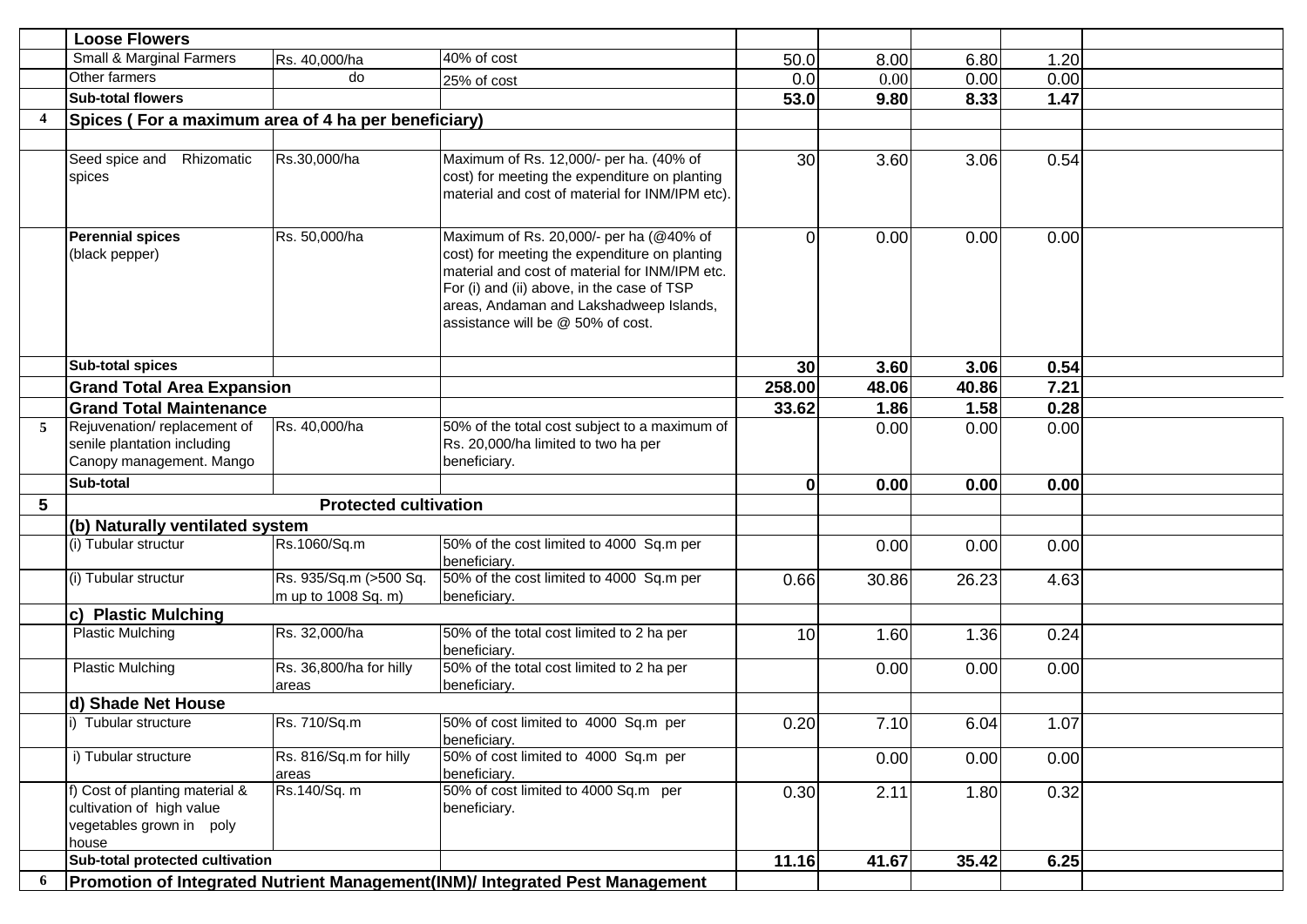|  |  |  |  |  |  |  |  |  |
|---|---|---|---|---|---|---|---|---|
|  | **Loose Flowers** |  |  |  |  |  |  |  |
|  | Small & Marginal Farmers | Rs. 40,000/ha | 40% of cost | 50.0 | 8.00 | 6.80 | 1.20 |  |
|  | Other farmers | do | 25% of cost | 0.0 | 0.00 | 0.00 | 0.00 |  |
|  | **Sub-total flowers** |  |  | **53.0** | **9.80** | **8.33** | **1.47** |  |
| **4** | **Spices ( For a maximum area of 4 ha per beneficiary)** |  |  |  |  |  |  |  |
|  |  |  |  |  |  |  |  |  |
|  | Seed spice and Rhizomatic spices | Rs.30,000/ha | Maximum of Rs. 12,000/- per ha. (40% of cost) for meeting the expenditure on planting material and cost of material for INM/IPM etc). | 30 | 3.60 | 3.06 | 0.54 |  |
|  | **Perennial spices** (black pepper) | Rs. 50,000/ha | Maximum of Rs. 20,000/- per ha (@40% of cost) for meeting the expenditure on planting material and cost of material for INM/IPM etc. For (i) and (ii) above, in the case of TSP areas, Andaman and Lakshadweep Islands, assistance will be @ 50% of cost. | 0 | 0.00 | 0.00 | 0.00 |  |
|  | **Sub-total spices** |  |  | **30** | **3.60** | **3.06** | **0.54** |  |
|  | **Grand Total Area Expansion** |  |  | **258.00** | **48.06** | **40.86** | **7.21** |  |
|  | **Grand Total Maintenance** |  |  | **33.62** | **1.86** | **1.58** | **0.28** |  |
| **5** | Rejuvenation/ replacement of senile plantation including Canopy management. Mango | Rs. 40,000/ha | 50% of the total cost subject to a maximum of Rs. 20,000/ha limited to two ha per beneficiary. |  | 0.00 | 0.00 | 0.00 |  |
|  | **Sub-total** |  |  | **0** | **0.00** | **0.00** | **0.00** |  |
| **5** | **Protected cultivation** |  |  |  |  |  |  |  |
|  | **(b) Naturally ventilated system** |  |  |  |  |  |  |  |
|  | (i) Tubular structur | Rs.1060/Sq.m | 50% of the cost limited to 4000 Sq.m per beneficiary. |  | 0.00 | 0.00 | 0.00 |  |
|  | (i) Tubular structur | Rs. 935/Sq.m (>500 Sq. m up to 1008 Sq. m) | 50% of the cost limited to 4000 Sq.m per beneficiary. | 0.66 | 30.86 | 26.23 | 4.63 |  |
|  | **c) Plastic Mulching** |  |  |  |  |  |  |  |
|  | Plastic Mulching | Rs. 32,000/ha | 50% of the total cost limited to 2 ha per beneficiary. | 10 | 1.60 | 1.36 | 0.24 |  |
|  | Plastic Mulching | Rs. 36,800/ha for hilly areas | 50% of the total cost limited to 2 ha per beneficiary. |  | 0.00 | 0.00 | 0.00 |  |
|  | **d) Shade Net House** |  |  |  |  |  |  |  |
|  | i) Tubular structure | Rs. 710/Sq.m | 50% of cost limited to 4000 Sq.m per beneficiary. | 0.20 | 7.10 | 6.04 | 1.07 |  |
|  | i) Tubular structure | Rs. 816/Sq.m for hilly areas | 50% of cost limited to 4000 Sq.m per beneficiary. |  | 0.00 | 0.00 | 0.00 |  |
|  | f) Cost of planting material & cultivation of high value vegetables grown in poly house | Rs.140/Sq. m | 50% of cost limited to 4000 Sq.m per beneficiary. | 0.30 | 2.11 | 1.80 | 0.32 |  |
|  | **Sub-total protected cultivation** |  |  | **11.16** | **41.67** | **35.42** | **6.25** |  |
| **6** | **Promotion of Integrated Nutrient Management(INM)/ Integrated Pest Management** |  |  |  |  |  |  |  |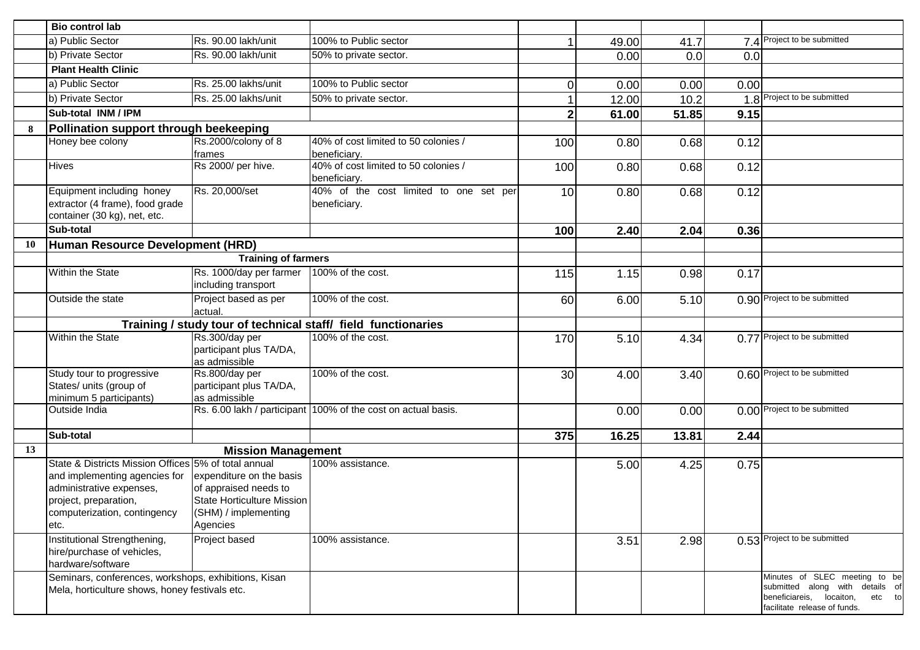|  | Bio control lab |  |  |  |  |  |  |  |
|---|---|---|---|---|---|---|---|---|
|  | a) Public Sector | Rs. 90.00 lakh/unit | 100% to Public sector | 1 | 49.00 | 41.7 | 7.4 | Project to be submitted |
|  | b) Private Sector | Rs. 90.00 lakh/unit | 50% to private sector. |  | 0.00 | 0.0 | 0.0 |  |
|  | **Plant Health Clinic** |  |  |  |  |  |  |  |
|  | a) Public Sector | Rs. 25.00 lakhs/unit | 100% to Public sector | 0 | 0.00 | 0.00 | 0.00 |  |
|  | b) Private Sector | Rs. 25.00 lakhs/unit | 50% to private sector. | 1 | 12.00 | 10.2 | 1.8 | Project to be submitted |
|  | **Sub-total INM / IPM** |  |  | **2** | **61.00** | **51.85** | **9.15** |  |
| **8** | **Pollination support through beekeeping** |  |  |  |  |  |  |  |
|  | Honey bee colony | Rs.2000/colony of 8 frames | 40% of cost limited to 50 colonies / beneficiary. | 100 | 0.80 | 0.68 | 0.12 |  |
|  | Hives | Rs 2000/ per hive. | 40% of cost limited to 50 colonies / beneficiary. | 100 | 0.80 | 0.68 | 0.12 |  |
|  | Equipment including honey extractor (4 frame), food grade container (30 kg), net, etc. | Rs. 20,000/set | 40% of the cost limited to one set per beneficiary. | 10 | 0.80 | 0.68 | 0.12 |  |
|  | **Sub-total** |  |  | **100** | **2.40** | **2.04** | **0.36** |  |
| **10** | **Human Resource Development (HRD)** |  |  |  |  |  |  |  |
|  | **Training of farmers** |  |  |  |  |  |  |  |
|  | Within the State | Rs. 1000/day per farmer including transport | 100% of the cost. | 115 | 1.15 | 0.98 | 0.17 |  |
|  | Outside the state | Project based as per actual. | 100% of the cost. | 60 | 6.00 | 5.10 | 0.90 | Project to be submitted |
|  | **Training / study tour of technical staff/ field functionaries** |  |  |  |  |  |  |  |
|  | Within the State | Rs.300/day per participant plus TA/DA, as admissible | 100% of the cost. | 170 | 5.10 | 4.34 | 0.77 | Project to be submitted |
|  | Study tour to progressive States/ units (group of minimum 5 participants) | Rs.800/day per participant plus TA/DA, as admissible | 100% of the cost. | 30 | 4.00 | 3.40 | 0.60 | Project to be submitted |
|  | Outside India | Rs. 6.00 lakh / participant | 100% of the cost on actual basis. |  | 0.00 | 0.00 | 0.00 | Project to be submitted |
|  | **Sub-total** |  |  | **375** | **16.25** | **13.81** | **2.44** |  |
| **13** | **Mission Management** |  |  |  |  |  |  |  |
|  | State & Districts Mission Offices and implementing agencies for administrative expenses, project, preparation, computerization, contingency etc. | 5% of total annual expenditure on the basis of appraised needs to State Horticulture Mission (SHM) / implementing Agencies | 100% assistance. |  | 5.00 | 4.25 | 0.75 |  |
|  | Institutional Strengthening, hire/purchase of vehicles, hardware/software | Project based | 100% assistance. |  | 3.51 | 2.98 | 0.53 | Project to be submitted |
|  | Seminars, conferences, workshops, exhibitions, Kisan Mela, horticulture shows, honey festivals etc. |  |  |  |  |  |  | Minutes of SLEC meeting to be submitted along with details of beneficiareis, locaiton, etc to facilitate release of funds. |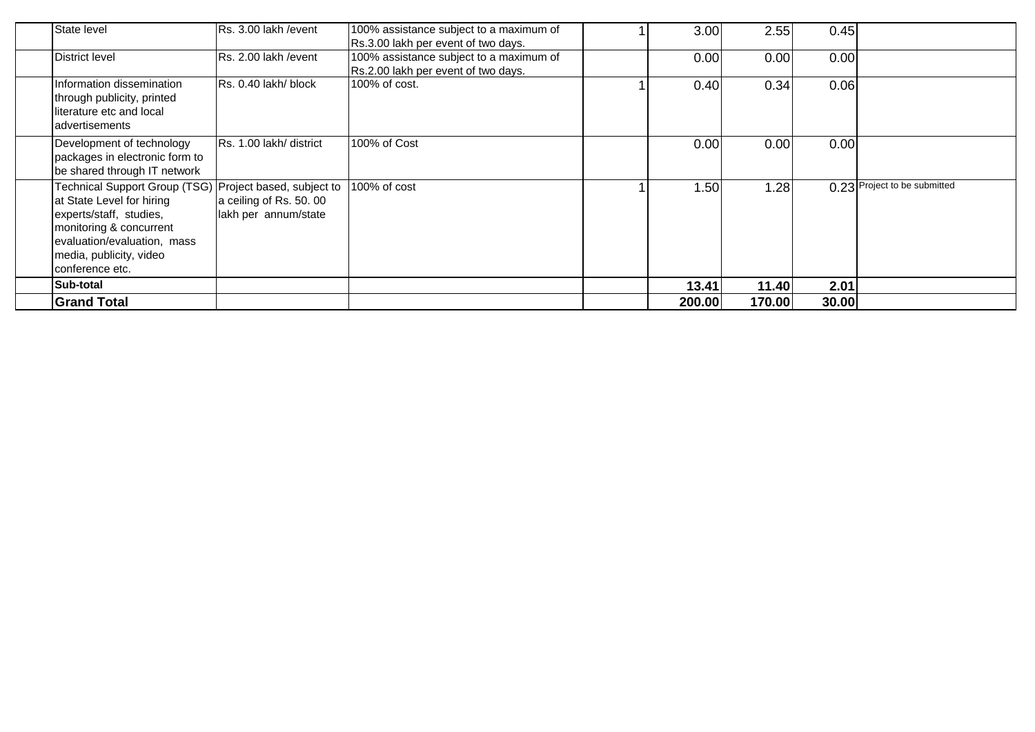| | | | | | | | | |
|---|---|---|---|---|---|---|---|---|
| | State level | Rs. 3.00 lakh /event | 100% assistance subject to a maximum of Rs.3.00 lakh per event of two days. | 1 | 3.00 | 2.55 | 0.45 | |
| | District level | Rs. 2.00 lakh /event | 100% assistance subject to a maximum of Rs.2.00 lakh per event of two days. | | 0.00 | 0.00 | 0.00 | |
| | Information dissemination through publicity, printed literature etc and local advertisements | Rs. 0.40 lakh/ block | 100% of cost. | 1 | 0.40 | 0.34 | 0.06 | |
| | Development of technology packages in electronic form to be shared through IT network | Rs. 1.00 lakh/ district | 100% of Cost | | 0.00 | 0.00 | 0.00 | |
| | Technical Support Group (TSG) at State Level for hiring experts/staff, studies, monitoring & concurrent evaluation/evaluation, mass media, publicity, video conference etc. | Project based, subject to a ceiling of Rs. 50. 00 lakh per annum/state | 100% of cost | 1 | 1.50 | 1.28 | 0.23 | Project to be submitted |
| | **Sub-total** | | | | **13.41** | **11.40** | **2.01** | |
| | **Grand Total** | | | | **200.00** | **170.00** | **30.00** | |